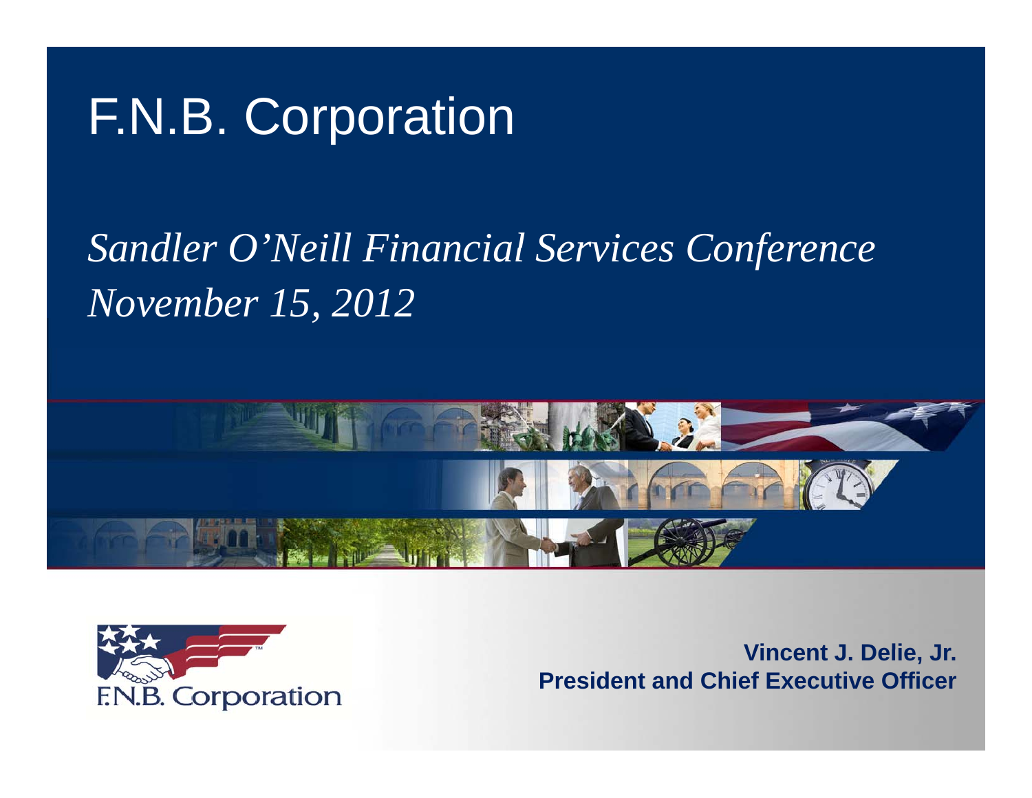# F.N.B. Corporation

*Sandler O'Neill Financial Services Conference*
*November 15, 2012*

F.N.B. Corporation

**Vincent J. Delie, Jr.**
**President and Chief Executive Officer**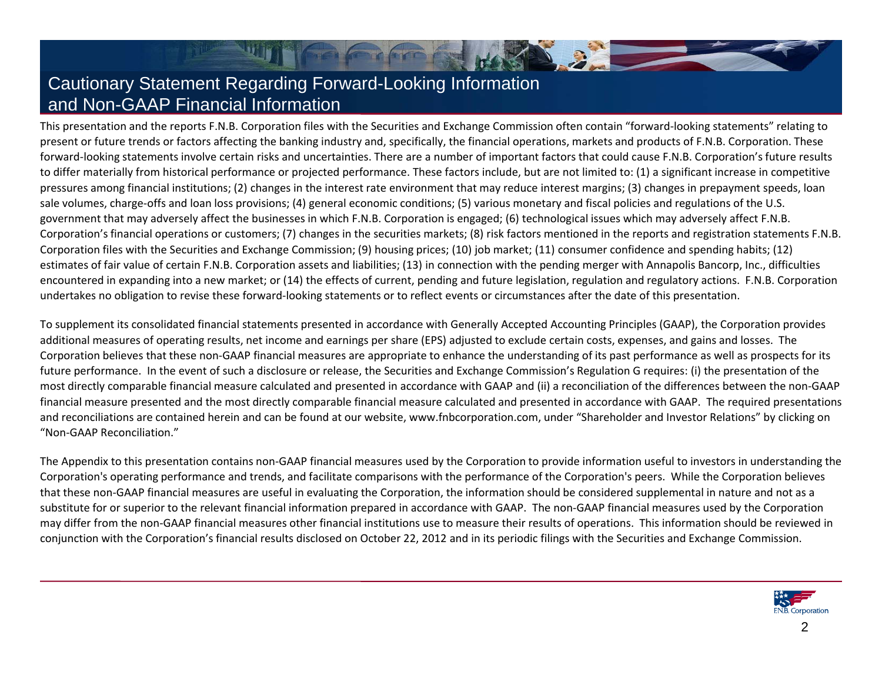# Cautionary Statement Regarding Forward-Looking Information and Non-GAAP Financial Information

This presentation and the reports F.N.B. Corporation files with the Securities and Exchange Commission often contain "forward-looking statements" relating to present or future trends or factors affecting the banking industry and, specifically, the financial operations, markets and products of F.N.B. Corporation. These forward-looking statements involve certain risks and uncertainties. There are a number of important factors that could cause F.N.B. Corporation's future results to differ materially from historical performance or projected performance. These factors include, but are not limited to: (1) a significant increase in competitive pressures among financial institutions; (2) changes in the interest rate environment that may reduce interest margins; (3) changes in prepayment speeds, loan sale volumes, charge-offs and loan loss provisions; (4) general economic conditions; (5) various monetary and fiscal policies and regulations of the U.S. government that may adversely affect the businesses in which F.N.B. Corporation is engaged; (6) technological issues which may adversely affect F.N.B. Corporation's financial operations or customers; (7) changes in the securities markets; (8) risk factors mentioned in the reports and registration statements F.N.B. Corporation files with the Securities and Exchange Commission; (9) housing prices; (10) job market; (11) consumer confidence and spending habits; (12) estimates of fair value of certain F.N.B. Corporation assets and liabilities; (13) in connection with the pending merger with Annapolis Bancorp, Inc., difficulties encountered in expanding into a new market; or (14) the effects of current, pending and future legislation, regulation and regulatory actions. F.N.B. Corporation undertakes no obligation to revise these forward-looking statements or to reflect events or circumstances after the date of this presentation.

To supplement its consolidated financial statements presented in accordance with Generally Accepted Accounting Principles (GAAP), the Corporation provides additional measures of operating results, net income and earnings per share (EPS) adjusted to exclude certain costs, expenses, and gains and losses. The Corporation believes that these non-GAAP financial measures are appropriate to enhance the understanding of its past performance as well as prospects for its future performance. In the event of such a disclosure or release, the Securities and Exchange Commission's Regulation G requires: (i) the presentation of the most directly comparable financial measure calculated and presented in accordance with GAAP and (ii) a reconciliation of the differences between the non-GAAP financial measure presented and the most directly comparable financial measure calculated and presented in accordance with GAAP. The required presentations and reconciliations are contained herein and can be found at our website, www.fnbcorporation.com, under "Shareholder and Investor Relations" by clicking on "Non-GAAP Reconciliation."

The Appendix to this presentation contains non-GAAP financial measures used by the Corporation to provide information useful to investors in understanding the Corporation's operating performance and trends, and facilitate comparisons with the performance of the Corporation's peers. While the Corporation believes that these non-GAAP financial measures are useful in evaluating the Corporation, the information should be considered supplemental in nature and not as a substitute for or superior to the relevant financial information prepared in accordance with GAAP. The non-GAAP financial measures used by the Corporation may differ from the non-GAAP financial measures other financial institutions use to measure their results of operations. This information should be reviewed in conjunction with the Corporation's financial results disclosed on October 22, 2012 and in its periodic filings with the Securities and Exchange Commission.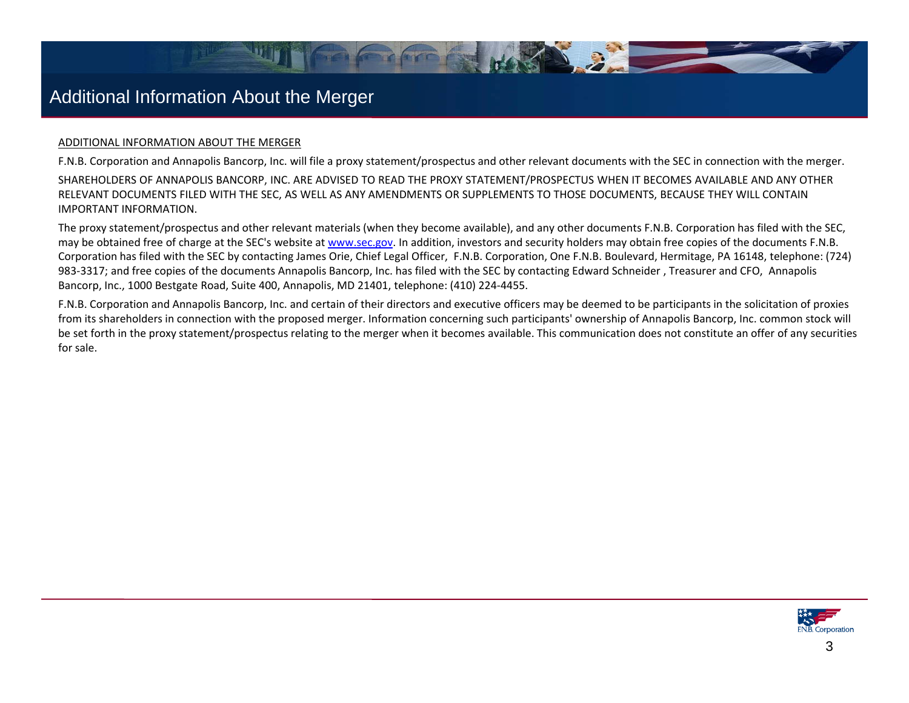# Additional Information About the Merger

ADDITIONAL INFORMATION ABOUT THE MERGER

F.N.B. Corporation and Annapolis Bancorp, Inc. will file a proxy statement/prospectus and other relevant documents with the SEC in connection with the merger.

SHAREHOLDERS OF ANNAPOLIS BANCORP, INC. ARE ADVISED TO READ THE PROXY STATEMENT/PROSPECTUS WHEN IT BECOMES AVAILABLE AND ANY OTHER RELEVANT DOCUMENTS FILED WITH THE SEC, AS WELL AS ANY AMENDMENTS OR SUPPLEMENTS TO THOSE DOCUMENTS, BECAUSE THEY WILL CONTAIN IMPORTANT INFORMATION.

The proxy statement/prospectus and other relevant materials (when they become available), and any other documents F.N.B. Corporation has filed with the SEC, may be obtained free of charge at the SEC's website at www.sec.gov. In addition, investors and security holders may obtain free copies of the documents F.N.B. Corporation has filed with the SEC by contacting James Orie, Chief Legal Officer, F.N.B. Corporation, One F.N.B. Boulevard, Hermitage, PA 16148, telephone: (724) 983-3317; and free copies of the documents Annapolis Bancorp, Inc. has filed with the SEC by contacting Edward Schneider , Treasurer and CFO, Annapolis Bancorp, Inc., 1000 Bestgate Road, Suite 400, Annapolis, MD 21401, telephone: (410) 224-4455.

F.N.B. Corporation and Annapolis Bancorp, Inc. and certain of their directors and executive officers may be deemed to be participants in the solicitation of proxies from its shareholders in connection with the proposed merger. Information concerning such participants' ownership of Annapolis Bancorp, Inc. common stock will be set forth in the proxy statement/prospectus relating to the merger when it becomes available. This communication does not constitute an offer of any securities for sale.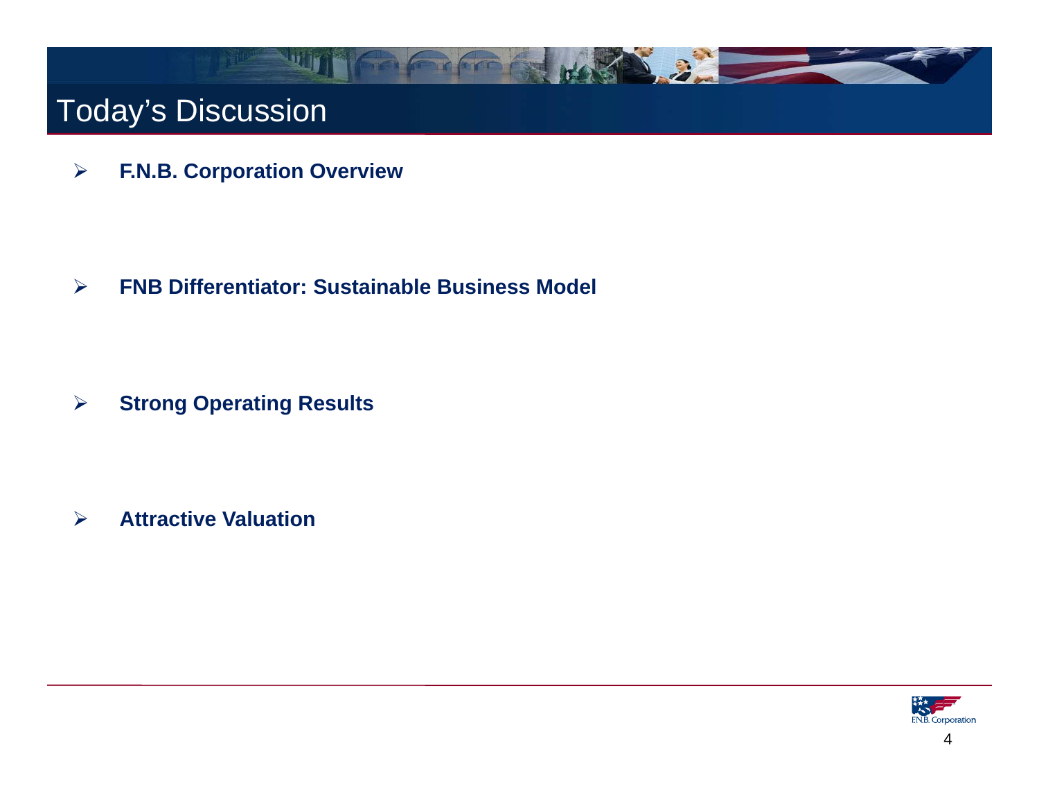# Today's Discussion

- **F.N.B. Corporation Overview**

- **FNB Differentiator: Sustainable Business Model**

- **Strong Operating Results**

- **Attractive Valuation**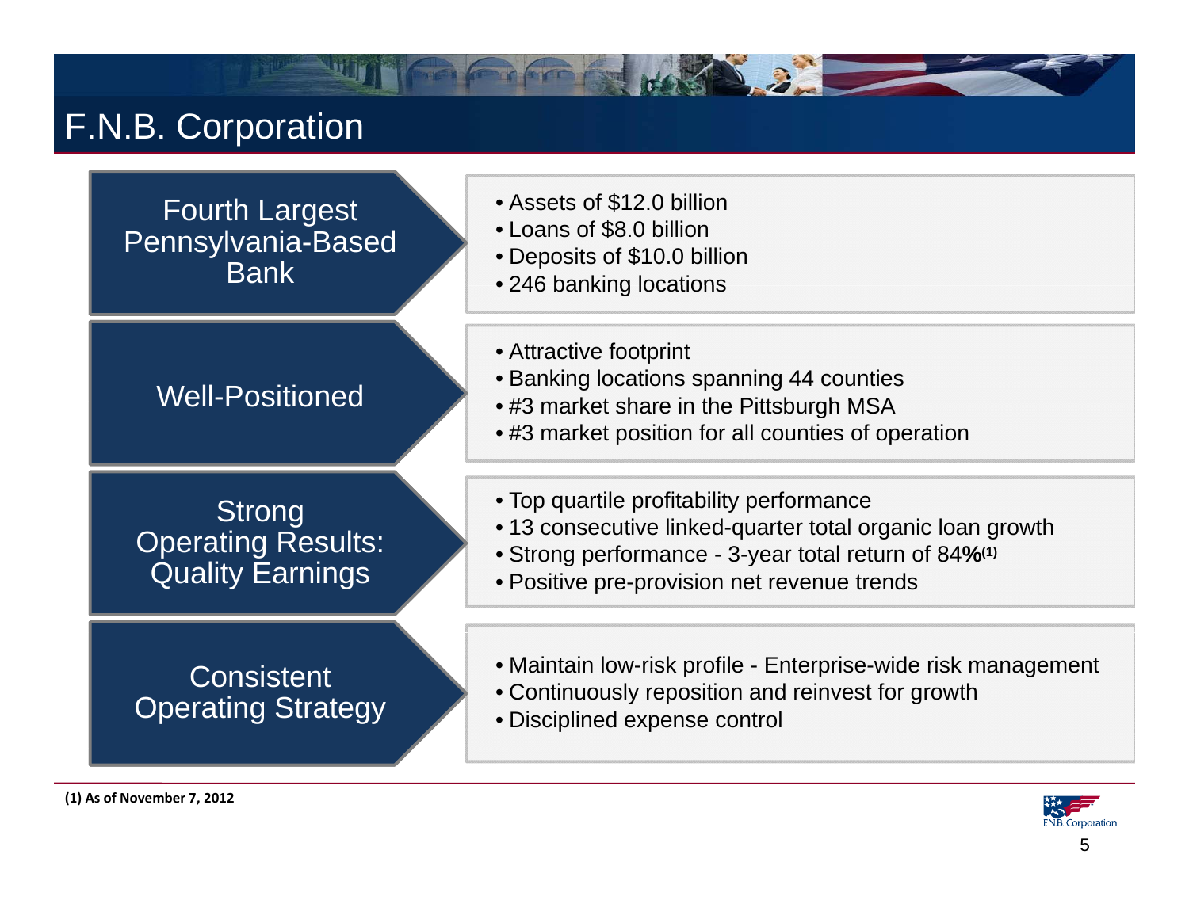# F.N.B. Corporation

## Fourth Largest Pennsylvania-Based Bank

- Assets of $12.0 billion
- Loans of $8.0 billion
- Deposits of $10.0 billion
- 246 banking locations

## Well-Positioned

- Attractive footprint
- Banking locations spanning 44 counties
- #3 market share in the Pittsburgh MSA
- #3 market position for all counties of operation

## Strong Operating Results: Quality Earnings

- Top quartile profitability performance
- 13 consecutive linked-quarter total organic loan growth
- Strong performance - 3-year total return of 84%[1]
- Positive pre-provision net revenue trends

## Consistent Operating Strategy

- Maintain low-risk profile - Enterprise-wide risk management
- Continuously reposition and reinvest for growth
- Disciplined expense control

**(1) As of November 7, 2012**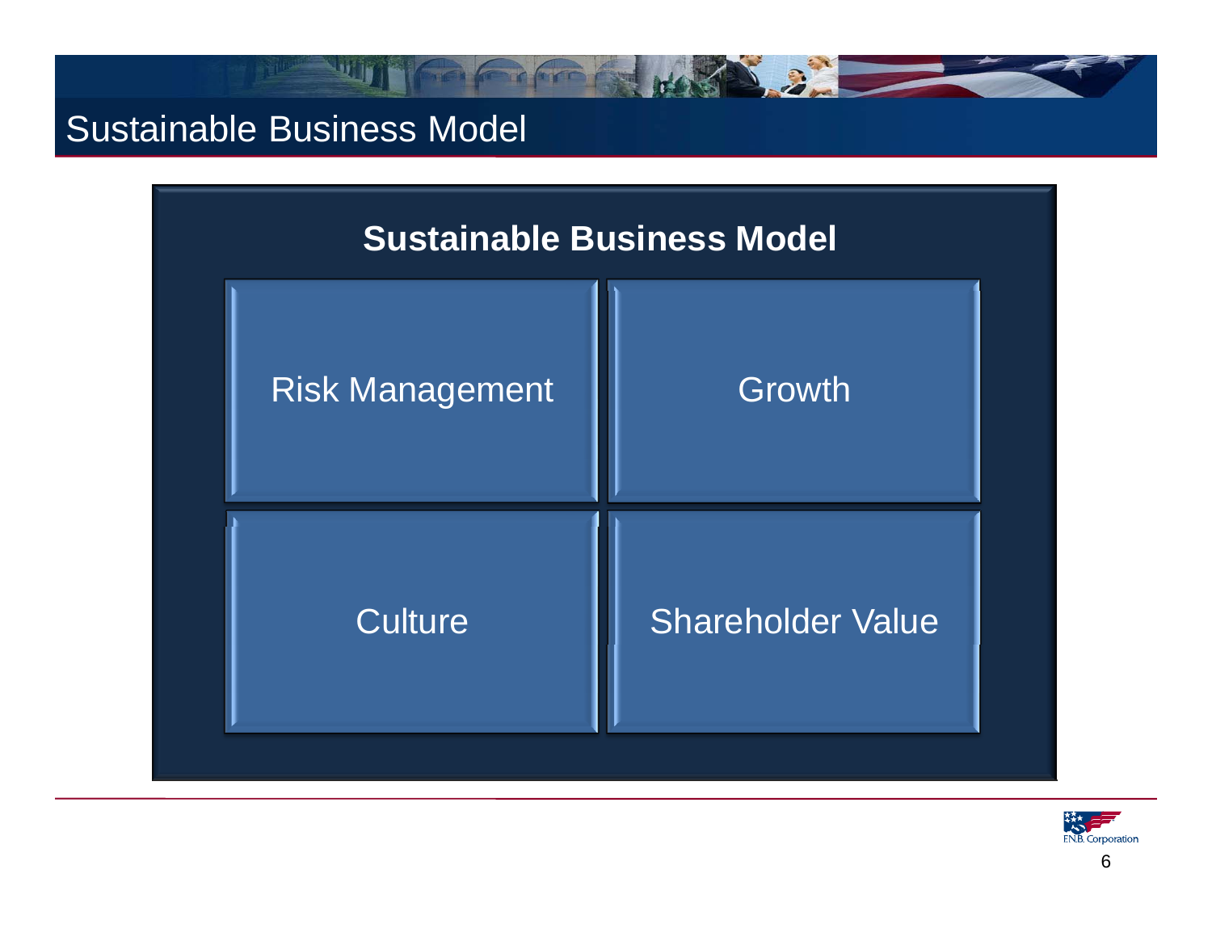# Sustainable Business Model

## Sustainable Business Model

| | |
|---|---|
| Risk Management | Growth |
| Culture | Shareholder Value |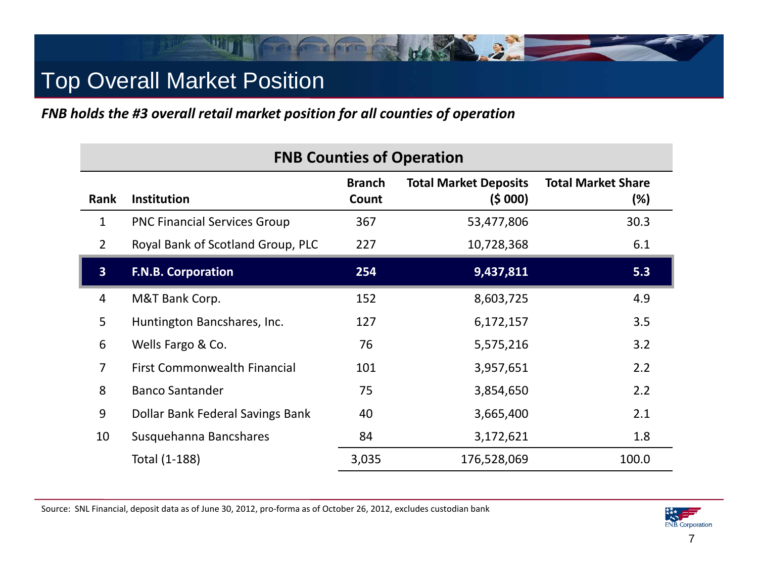# Top Overall Market Position

***FNB holds the #3 overall retail market position for all counties of operation***

| FNB Counties of Operation | | | | |
|---|---|---|---|---|
| **Rank** | **Institution** | **Branch Count** | **Total Market Deposits ($ 000)** | **Total Market Share (%)** |
| 1 | PNC Financial Services Group | 367 | 53,477,806 | 30.3 |
| 2 | Royal Bank of Scotland Group, PLC | 227 | 10,728,368 | 6.1 |
| **3** | **F.N.B. Corporation** | **254** | **9,437,811** | **5.3** |
| 4 | M&T Bank Corp. | 152 | 8,603,725 | 4.9 |
| 5 | Huntington Bancshares, Inc. | 127 | 6,172,157 | 3.5 |
| 6 | Wells Fargo & Co. | 76 | 5,575,216 | 3.2 |
| 7 | First Commonwealth Financial | 101 | 3,957,651 | 2.2 |
| 8 | Banco Santander | 75 | 3,854,650 | 2.2 |
| 9 | Dollar Bank Federal Savings Bank | 40 | 3,665,400 | 2.1 |
| 10 | Susquehanna Bancshares | 84 | 3,172,621 | 1.8 |
| | Total (1-188) | 3,035 | 176,528,069 | 100.0 |

Source: SNL Financial, deposit data as of June 30, 2012, pro-forma as of October 26, 2012, excludes custodian bank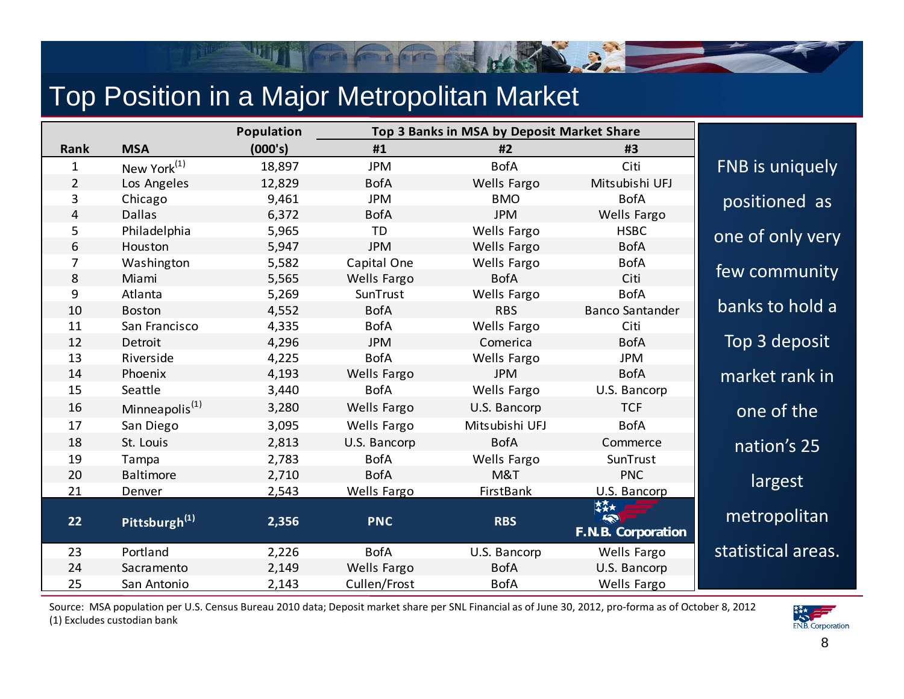# Top Position in a Major Metropolitan Market

| Rank | MSA | Population (000's) | Top 3 Banks in MSA by Deposit Market Share #1 | #2 | #3 |
|---|---|---|---|---|---|
| 1 | New York[(1)] | 18,897 | JPM | BofA | Citi |
| 2 | Los Angeles | 12,829 | BofA | Wells Fargo | Mitsubishi UFJ |
| 3 | Chicago | 9,461 | JPM | BMO | BofA |
| 4 | Dallas | 6,372 | BofA | JPM | Wells Fargo |
| 5 | Philadelphia | 5,965 | TD | Wells Fargo | HSBC |
| 6 | Houston | 5,947 | JPM | Wells Fargo | BofA |
| 7 | Washington | 5,582 | Capital One | Wells Fargo | BofA |
| 8 | Miami | 5,565 | Wells Fargo | BofA | Citi |
| 9 | Atlanta | 5,269 | SunTrust | Wells Fargo | BofA |
| 10 | Boston | 4,552 | BofA | RBS | Banco Santander |
| 11 | San Francisco | 4,335 | BofA | Wells Fargo | Citi |
| 12 | Detroit | 4,296 | JPM | Comerica | BofA |
| 13 | Riverside | 4,225 | BofA | Wells Fargo | JPM |
| 14 | Phoenix | 4,193 | Wells Fargo | JPM | BofA |
| 15 | Seattle | 3,440 | BofA | Wells Fargo | U.S. Bancorp |
| 16 | Minneapolis[(1)] | 3,280 | Wells Fargo | U.S. Bancorp | TCF |
| 17 | San Diego | 3,095 | Wells Fargo | Mitsubishi UFJ | BofA |
| 18 | St. Louis | 2,813 | U.S. Bancorp | BofA | Commerce |
| 19 | Tampa | 2,783 | BofA | Wells Fargo | SunTrust |
| 20 | Baltimore | 2,710 | BofA | M&T | PNC |
| 21 | Denver | 2,543 | Wells Fargo | FirstBank | U.S. Bancorp |
| **22** | **Pittsburgh[(1)]** | **2,356** | **PNC** | **RBS** | **F.N.B. Corporation** |
| 23 | Portland | 2,226 | BofA | U.S. Bancorp | Wells Fargo |
| 24 | Sacramento | 2,149 | Wells Fargo | BofA | U.S. Bancorp |
| 25 | San Antonio | 2,143 | Cullen/Frost | BofA | Wells Fargo |

FNB is uniquely positioned as one of only very few community banks to hold a Top 3 deposit market rank in one of the nation's 25 largest metropolitan statistical areas.

Source: MSA population per U.S. Census Bureau 2010 data; Deposit market share per SNL Financial as of June 30, 2012, pro-forma as of October 8, 2012
(1) Excludes custodian bank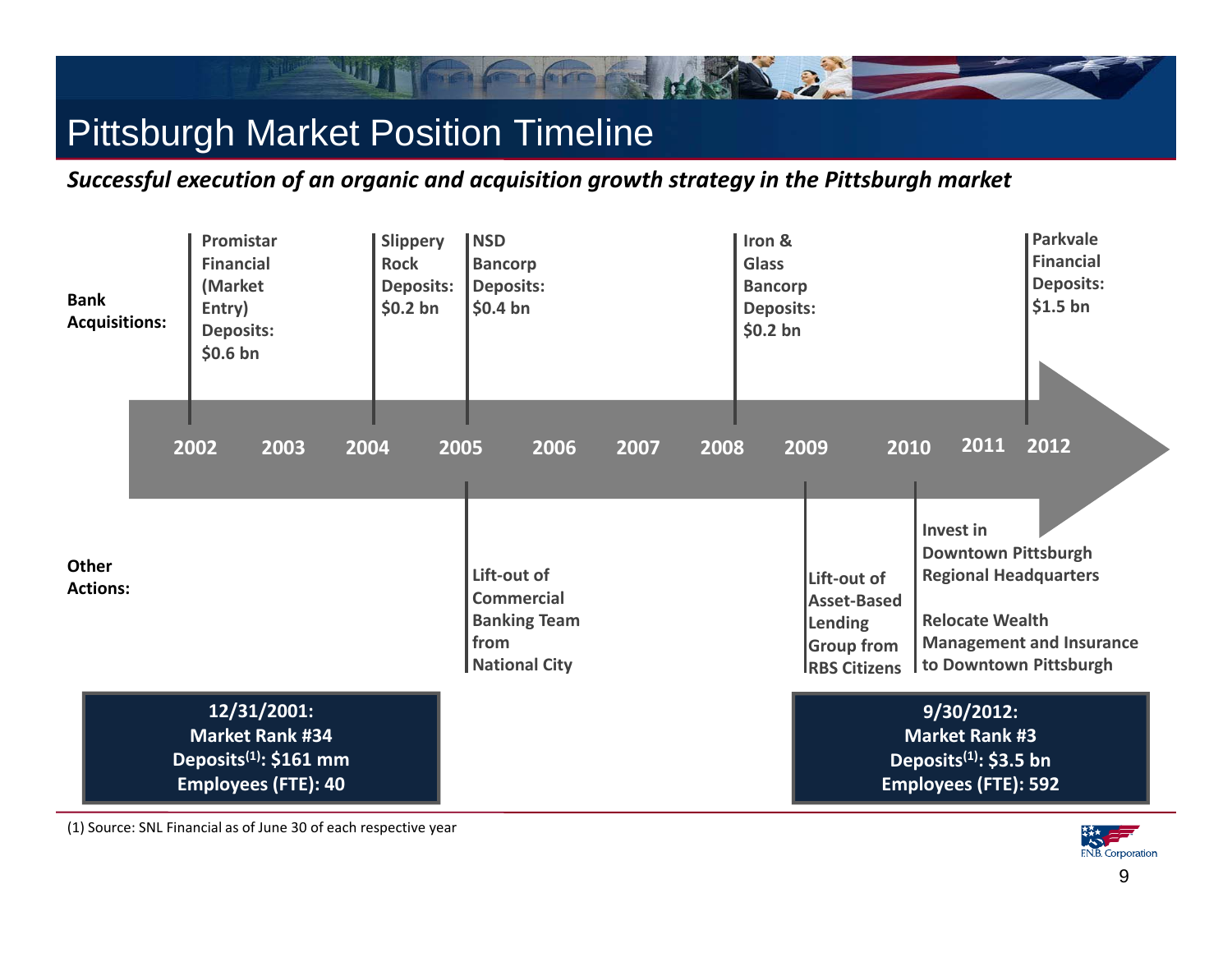# Pittsburgh Market Position Timeline

***Successful execution of an organic and acquisition growth strategy in the Pittsburgh market***

**Bank Acquisitions:**

| Year | Bank Acquisition |
|---|---|
| 2002 | **Promistar Financial (Market Entry) Deposits: $0.6 bn** |
| 2004 | **Slippery Rock Deposits: $0.2 bn** |
| 2005 | **NSD Bancorp Deposits: $0.4 bn** |
| 2008 | **Iron & Glass Bancorp Deposits: $0.2 bn** |
| 2012 | **Parkvale Financial Deposits: $1.5 bn** |

**2002 2003 2004 2005 2006 2007 2008 2009 2010 2011 2012**

**Other Actions:**

| Year | Other Action |
|---|---|
| 2005 | **Lift-out of Commercial Banking Team from National City** |
| 2009 | **Lift-out of Asset-Based Lending Group from RBS Citizens** |
| 2010 | **Invest in Downtown Pittsburgh Regional Headquarters**<br><br>**Relocate Wealth Management and Insurance to Downtown Pittsburgh** |

**12/31/2001:**
**Market Rank #34**
**Deposits(1): $161 mm**
**Employees (FTE): 40**

**9/30/2012:**
**Market Rank #3**
**Deposits(1): $3.5 bn**
**Employees (FTE): 592**

(1) Source: SNL Financial as of June 30 of each respective year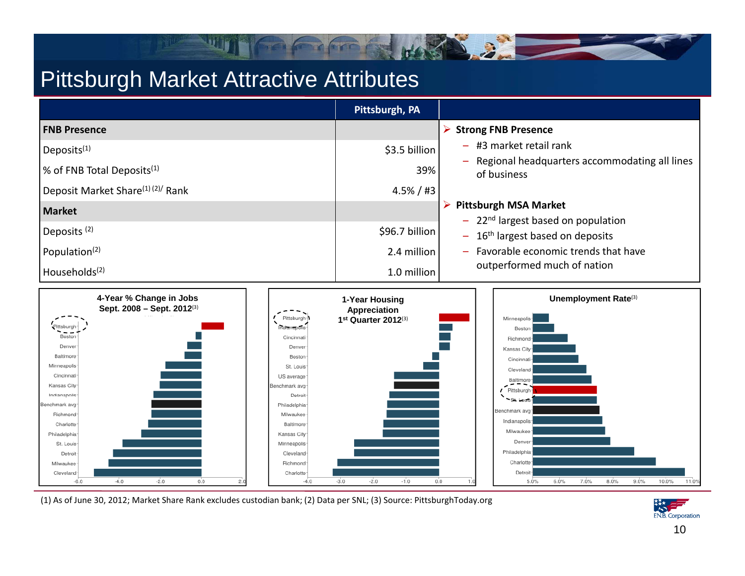# Pittsburgh Market Attractive Attributes

| | Pittsburgh, PA |
|---|---|
| **FNB Presence** | |
| Deposits[1] | $3.5 billion |
| % of FNB Total Deposits[1] | 39% |
| Deposit Market Share[1] [2]/ Rank | 4.5% / #3 |
| **Market** | |
| Deposits [2] | $96.7 billion |
| Population[2] | 2.4 million |
| Households[2] | 1.0 million |

- **Strong FNB Presence**
  - #3 market retail rank
  - Regional headquarters accommodating all lines of business
- **Pittsburgh MSA Market**
  - 22nd largest based on population
  - 16th largest based on deposits
  - Favorable economic trends that have outperformed much of nation

**4-Year % Change in Jobs Sept. 2008 – Sept. 2012[3]**

Pittsburgh, Boston, Denver, Baltimore, Minneapolis, Cincinnati, Kansas City, Indianapolis, Benchmark avg, Richmond, Charlotte, Philadelphia, St. Louis, Detroit, Milwaukee, Cleveland

**1-Year Housing Appreciation 1st Quarter 2012[3]**

Pittsburgh, Indianapolis, Cincinnati, Denver, Boston, St. Louis, US average, Benchmark avg, Detroit, Philadelphia, Milwaukee, Baltimore, Kansas City, Minneapolis, Cleveland, Richmond, Charlotte

**Unemployment Rate[3]**

Minneapolis, Boston, Richmond, Kansas City, Cincinnati, Cleveland, Baltimore, Pittsburgh, St. Louis, Benchmark avg, Indianapolis, Milwaukee, Denver, Philadelphia, Charlotte, Detroit

(1) As of June 30, 2012; Market Share Rank excludes custodian bank; (2) Data per SNL; (3) Source: PittsburghToday.org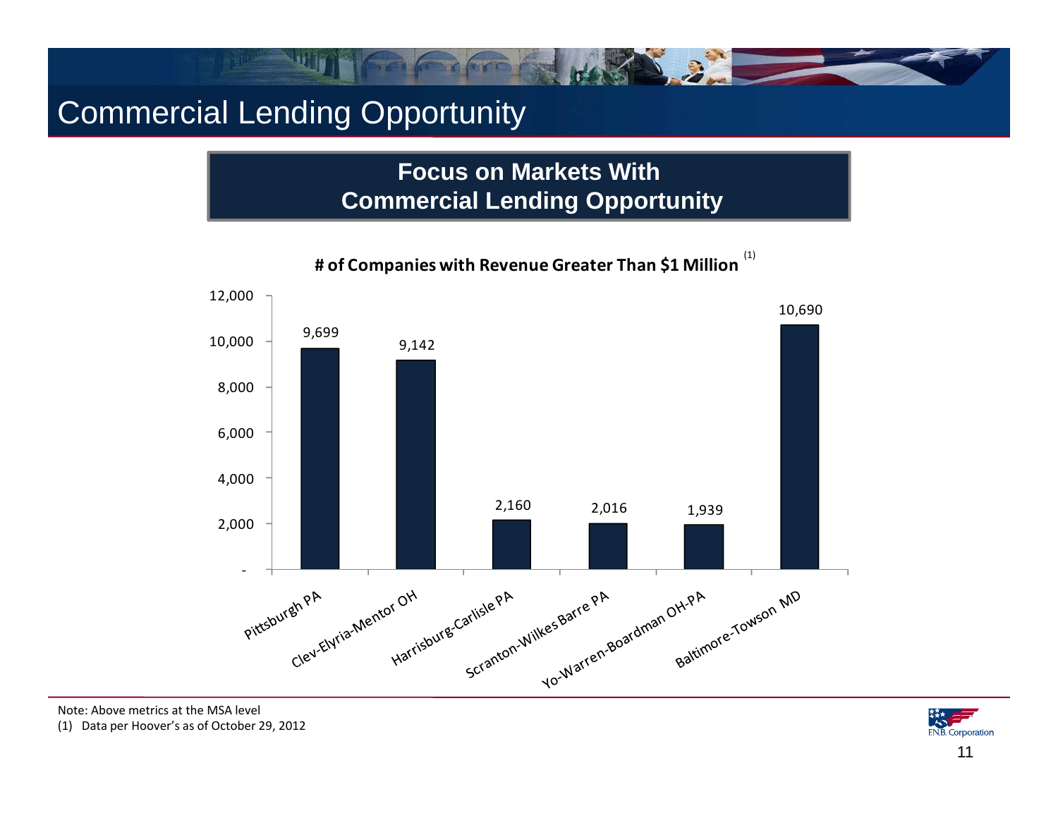# Commercial Lending Opportunity

## Focus on Markets With Commercial Lending Opportunity

**# of Companies with Revenue Greater Than $1 Million** [1]

| Market | # of Companies |
|---|---|
| Pittsburgh PA | 9,699 |
| Clev-Elyria-Mentor OH | 9,142 |
| Harrisburg-Carlisle PA | 2,160 |
| Scranton-Wilkes Barre PA | 2,016 |
| Yo-Warren-Boardman OH-PA | 1,939 |
| Baltimore-Towson MD | 10,690 |

Note: Above metrics at the MSA level

(1) Data per Hoover's as of October 29, 2012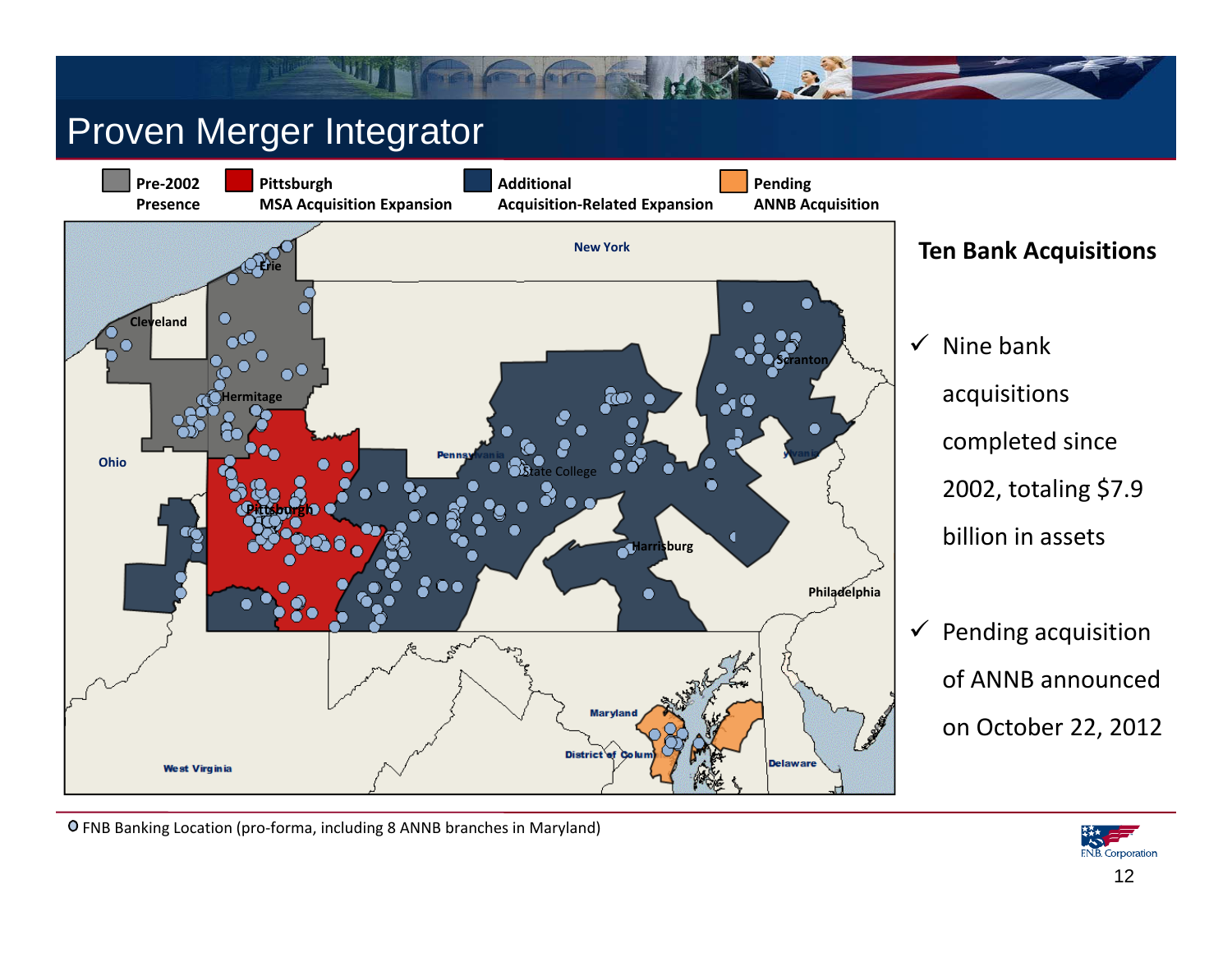# Proven Merger Integrator

Pre-2002 Presence | Pittsburgh MSA Acquisition Expansion | Additional Acquisition-Related Expansion | Pending ANNB Acquisition

**Ten Bank Acquisitions**

- ✓ Nine bank acquisitions completed since 2002, totaling $7.9 billion in assets
- ✓ Pending acquisition of ANNB announced on October 22, 2012

FNB Banking Location (pro-forma, including 8 ANNB branches in Maryland)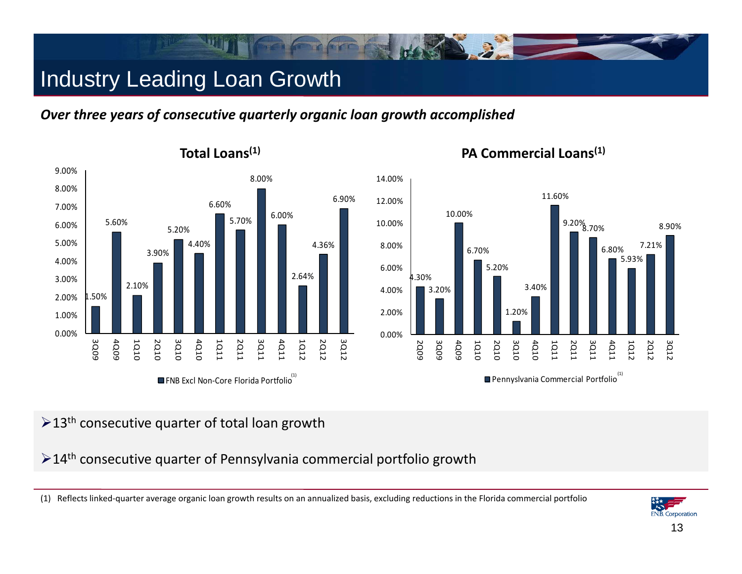# Industry Leading Loan Growth

***Over three years of consecutive quarterly organic loan growth accomplished***

**Total Loans(1)**

| Quarter | FNB Excl Non-Core Florida Portfolio[(1)] |
|---|---|
| 3Q09 | 1.50% |
| 4Q09 | 5.60% |
| 1Q10 | 2.10% |
| 2Q10 | 3.90% |
| 3Q10 | 5.20% |
| 4Q10 | 4.40% |
| 1Q11 | 6.60% |
| 2Q11 | 5.70% |
| 3Q11 | 8.00% |
| 4Q11 | 6.00% |
| 1Q12 | 2.64% |
| 2Q12 | 4.36% |
| 3Q12 | 6.90% |

**PA Commercial Loans(1)**

| Quarter | Pennyslvania Commercial Portfolio[(1)] |
|---|---|
| 2Q09 | 4.30% |
| 3Q09 | 3.20% |
| 4Q09 | 10.00% |
| 1Q10 | 6.70% |
| 2Q10 | 5.20% |
| 3Q10 | 1.20% |
| 4Q10 | 3.40% |
| 1Q11 | 11.60% |
| 2Q11 | 9.20% |
| 3Q11 | 8.70% |
| 4Q11 | 6.80% |
| 1Q12 | 5.93% |
| 2Q12 | 7.21% |
| 3Q12 | 8.90% |

- 13th consecutive quarter of total loan growth
- 14th consecutive quarter of Pennsylvania commercial portfolio growth

(1) Reflects linked-quarter average organic loan growth results on an annualized basis, excluding reductions in the Florida commercial portfolio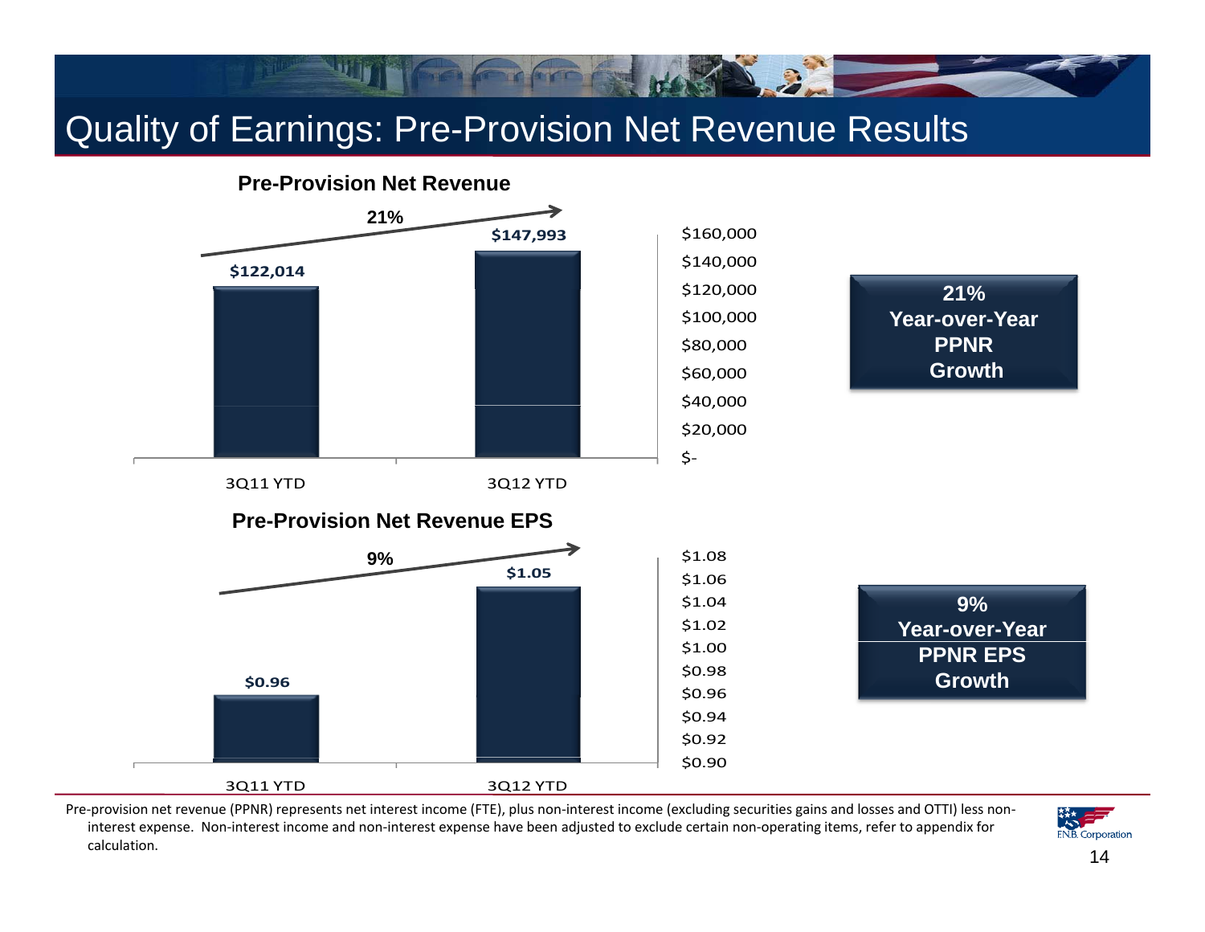# Quality of Earnings: Pre-Provision Net Revenue Results

## Pre-Provision Net Revenue

21%

| | 3Q11 YTD | 3Q12 YTD |
|---|---|---|
| Pre-Provision Net Revenue | $122,014 | $147,993 |

**21% Year-over-Year PPNR Growth**

## Pre-Provision Net Revenue EPS

9%

| | 3Q11 YTD | 3Q12 YTD |
|---|---|---|
| Pre-Provision Net Revenue EPS | $0.96 | $1.05 |

**9% Year-over-Year PPNR EPS Growth**

Pre-provision net revenue (PPNR) represents net interest income (FTE), plus non-interest income (excluding securities gains and losses and OTTI) less non-interest expense. Non-interest income and non-interest expense have been adjusted to exclude certain non-operating items, refer to appendix for calculation.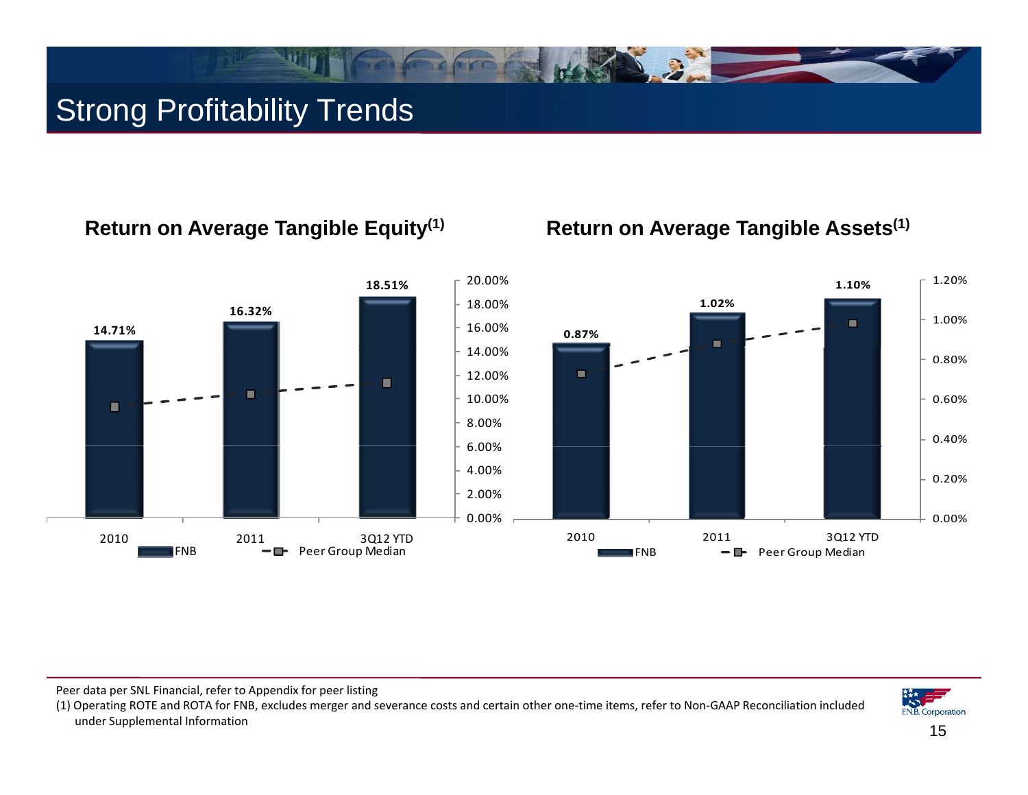# Strong Profitability Trends

## Return on Average Tangible Equity[(1)]

| | 2010 | 2011 | 3Q12 YTD |
|---|---|---|---|
| FNB | 14.71% | 16.32% | 18.51% |

Legend: FNB; Peer Group Median

## Return on Average Tangible Assets[(1)]

| | 2010 | 2011 | 3Q12 YTD |
|---|---|---|---|
| FNB | 0.87% | 1.02% | 1.10% |

Legend: FNB; Peer Group Median

Peer data per SNL Financial, refer to Appendix for peer listing

(1) Operating ROTE and ROTA for FNB, excludes merger and severance costs and certain other one-time items, refer to Non-GAAP Reconciliation included under Supplemental Information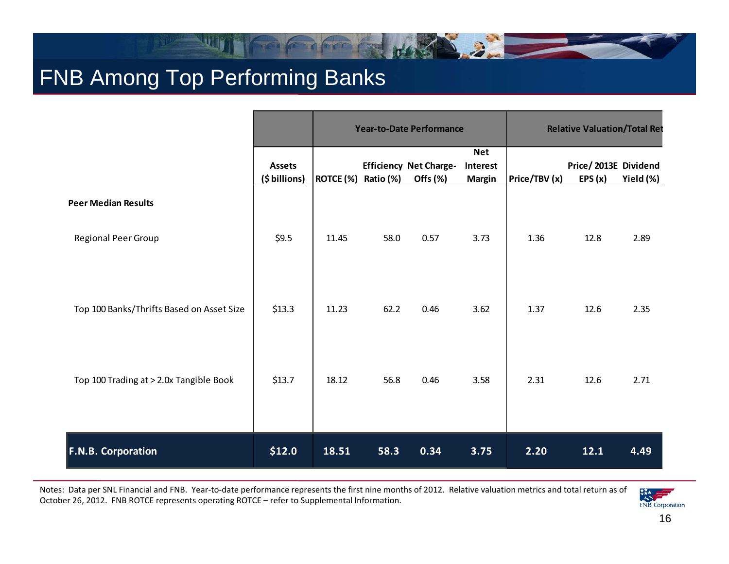# FNB Among Top Performing Banks

| | Assets ($ billions) | Year-to-Date Performance | | | | Relative Valuation/Total Ret | | |
|---|---|---|---|---|---|---|---|---|
| | | ROTCE (%) | Efficiency Ratio (%) | Net Charge-Offs (%) | Net Interest Margin | Price/TBV (x) | Price/ 2013E EPS (x) | Dividend Yield (%) |
| **Peer Median Results** | | | | | | | | |
| Regional Peer Group | $9.5 | 11.45 | 58.0 | 0.57 | 3.73 | 1.36 | 12.8 | 2.89 |
| Top 100 Banks/Thrifts Based on Asset Size | $13.3 | 11.23 | 62.2 | 0.46 | 3.62 | 1.37 | 12.6 | 2.35 |
| Top 100 Trading at > 2.0x Tangible Book | $13.7 | 18.12 | 56.8 | 0.46 | 3.58 | 2.31 | 12.6 | 2.71 |
| **F.N.B. Corporation** | **$12.0** | **18.51** | **58.3** | **0.34** | **3.75** | **2.20** | **12.1** | **4.49** |

Notes: Data per SNL Financial and FNB. Year-to-date performance represents the first nine months of 2012. Relative valuation metrics and total return as of October 26, 2012. FNB ROTCE represents operating ROTCE – refer to Supplemental Information.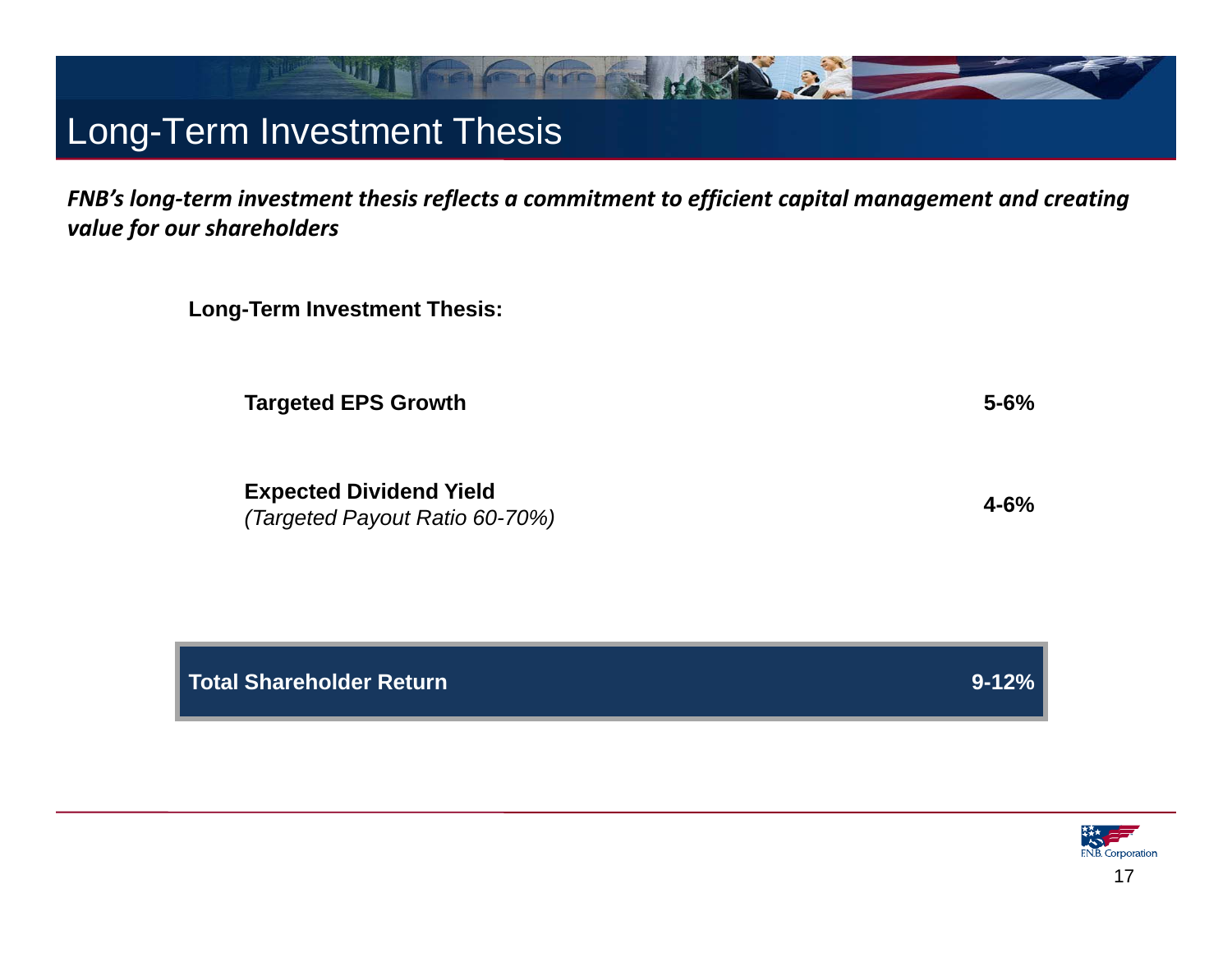# Long-Term Investment Thesis

***FNB's long-term investment thesis reflects a commitment to efficient capital management and creating value for our shareholders***

**Long-Term Investment Thesis:**

| | |
|---|---|
| **Targeted EPS Growth** | **5-6%** |
| **Expected Dividend Yield**<br>*(Targeted Payout Ratio 60-70%)* | **4-6%** |
| **Total Shareholder Return** | **9-12%** |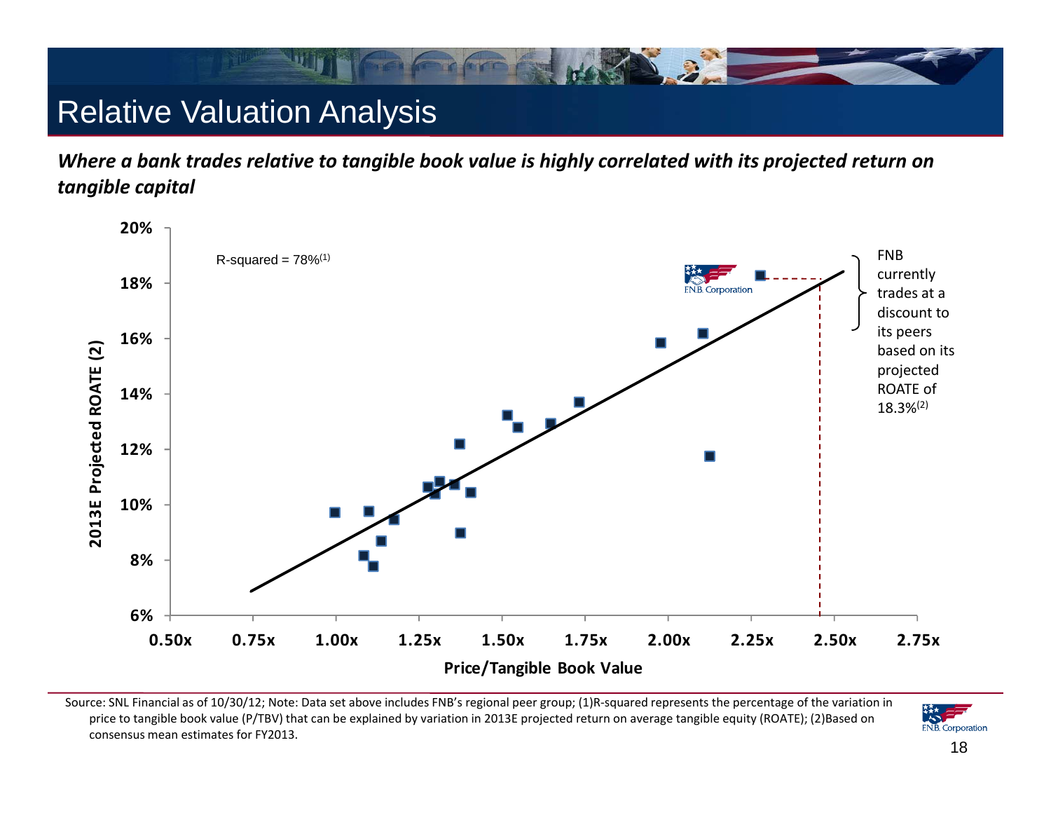# Relative Valuation Analysis

***Where a bank trades relative to tangible book value is highly correlated with its projected return on tangible capital***

R-squared = 78%[1]

2013E Projected ROATE (2)

Price/Tangible Book Value

FNB currently trades at a discount to its peers based on its projected ROATE of 18.3%[2]

Source: SNL Financial as of 10/30/12; Note: Data set above includes FNB's regional peer group; (1)R-squared represents the percentage of the variation in price to tangible book value (P/TBV) that can be explained by variation in 2013E projected return on average tangible equity (ROATE); (2)Based on consensus mean estimates for FY2013.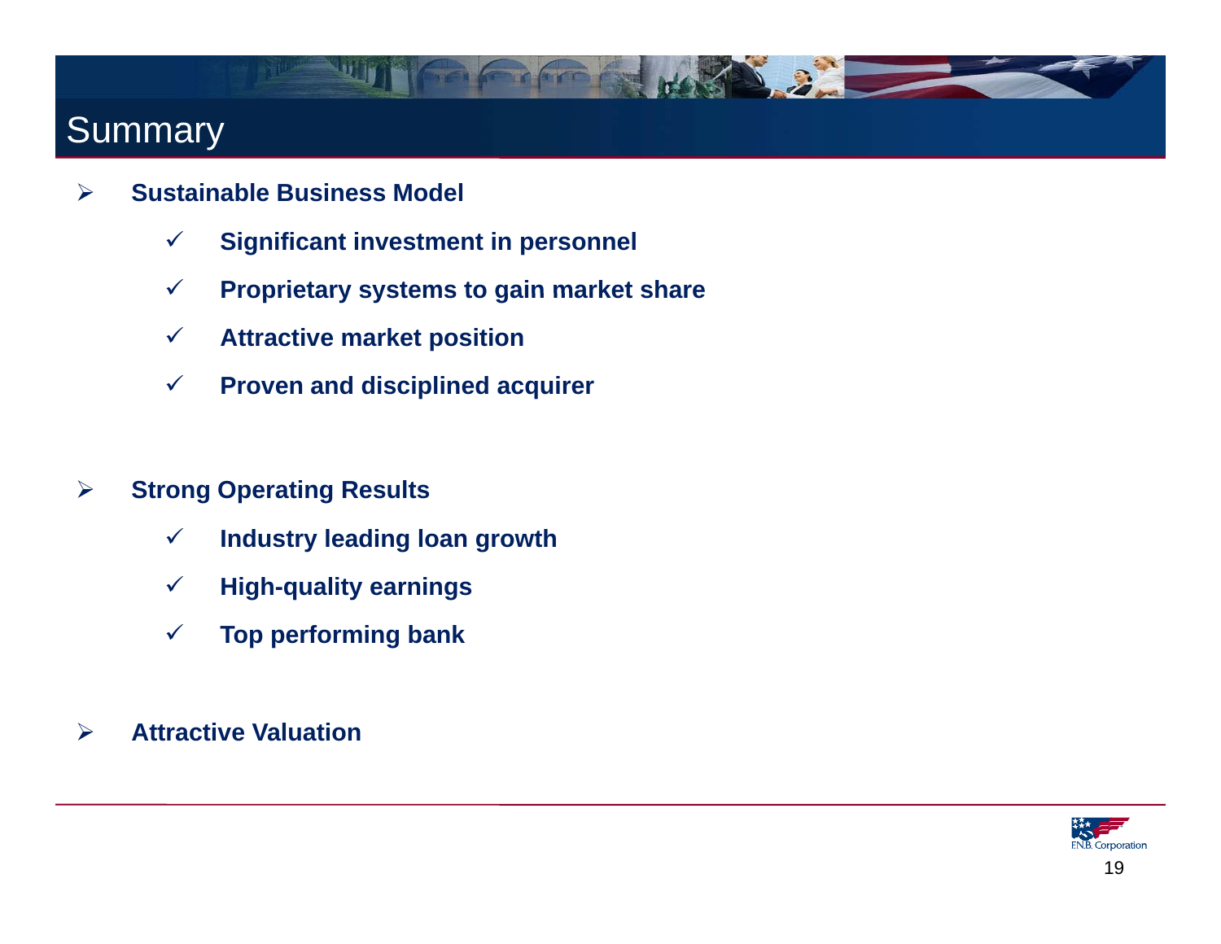# Summary

- **Sustainable Business Model**
  - ✓ **Significant investment in personnel**
  - ✓ **Proprietary systems to gain market share**
  - ✓ **Attractive market position**
  - ✓ **Proven and disciplined acquirer**

- **Strong Operating Results**
  - ✓ **Industry leading loan growth**
  - ✓ **High-quality earnings**
  - ✓ **Top performing bank**

- **Attractive Valuation**